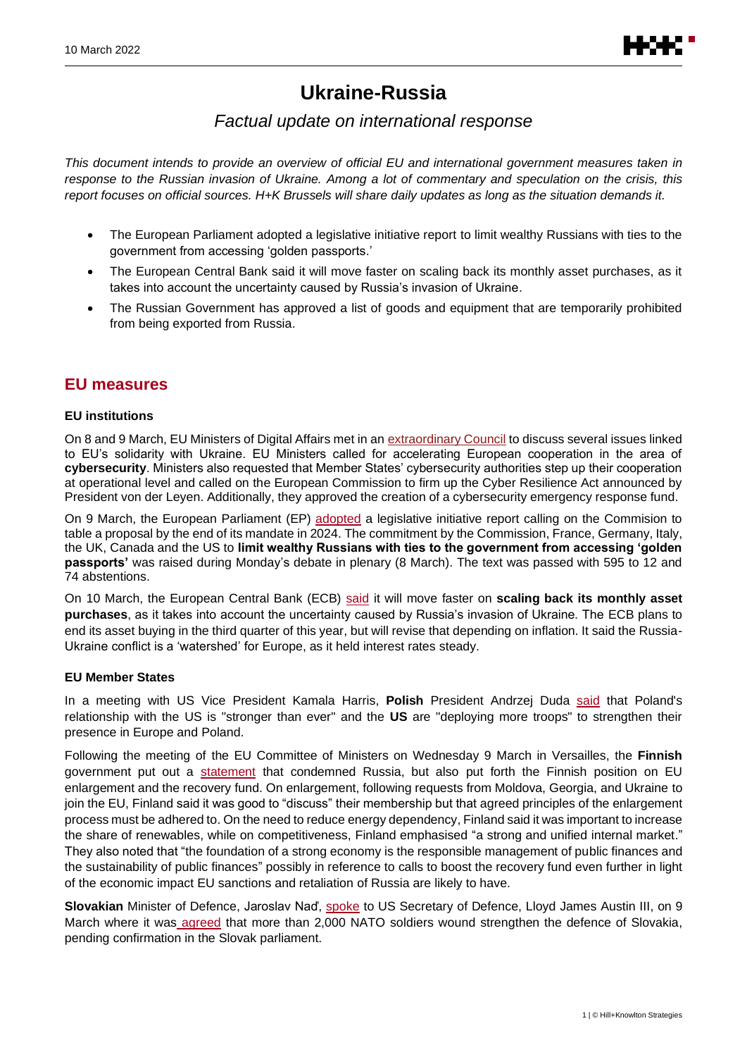10 March 2022

# Ukraine-Russia

*Factual update on international response*

*This document intends to provide an overview of official EU and international government measures taken in response to the Russian invasion of Ukraine. Among a lot of commentary and speculation on the crisis, this report focuses on official sources. H+K Brussels will share daily updates as long as the situation demands it.*

- The European Parliament adopted a legislative initiative report to limit wealthy Russians with ties to the government from accessing 'golden passports.'
- The European Central Bank said it will move faster on scaling back its monthly asset purchases, as it takes into account the uncertainty caused by Russia's invasion of Ukraine.
- The Russian Government has approved a list of goods and equipment that are temporarily prohibited from being exported from Russia.

## EU measures

### EU institutions

On 8 and 9 March, EU Ministers of Digital Affairs met in an extraordinary Council to discuss several issues linked to EU's solidarity with Ukraine. EU Ministers called for accelerating European cooperation in the area of **cybersecurity**. Ministers also requested that Member States' cybersecurity authorities step up their cooperation at operational level and called on the European Commission to firm up the Cyber Resilience Act announced by President von der Leyen. Additionally, they approved the creation of a cybersecurity emergency response fund.

On 9 March, the European Parliament (EP) adopted a legislative initiative report calling on the Commision to table a proposal by the end of its mandate in 2024. The commitment by the Commission, France, Germany, Italy, the UK, Canada and the US to **limit wealthy Russians with ties to the government from accessing 'golden passports'** was raised during Monday's debate in plenary (8 March). The text was passed with 595 to 12 and 74 abstentions.

On 10 March, the European Central Bank (ECB) said it will move faster on **scaling back its monthly asset purchases**, as it takes into account the uncertainty caused by Russia's invasion of Ukraine. The ECB plans to end its asset buying in the third quarter of this year, but will revise that depending on inflation. It said the Russia-Ukraine conflict is a 'watershed' for Europe, as it held interest rates steady.

### EU Member States

In a meeting with US Vice President Kamala Harris, **Polish** President Andrzej Duda said that Poland's relationship with the US is "stronger than ever" and the **US** are "deploying more troops" to strengthen their presence in Europe and Poland.

Following the meeting of the EU Committee of Ministers on Wednesday 9 March in Versailles, the **Finnish** government put out a statement that condemned Russia, but also put forth the Finnish position on EU enlargement and the recovery fund. On enlargement, following requests from Moldova, Georgia, and Ukraine to join the EU, Finland said it was good to "discuss" their membership but that agreed principles of the enlargement process must be adhered to. On the need to reduce energy dependency, Finland said it was important to increase the share of renewables, while on competitiveness, Finland emphasised "a strong and unified internal market." They also noted that "the foundation of a strong economy is the responsible management of public finances and the sustainability of public finances" possibly in reference to calls to boost the recovery fund even further in light of the economic impact EU sanctions and retaliation of Russia are likely to have.

**Slovakian** Minister of Defence, Jaroslav Naď, spoke to US Secretary of Defence, Lloyd James Austin III, on 9 March where it was agreed that more than 2,000 NATO soldiers wound strengthen the defence of Slovakia, pending confirmation in the Slovak parliament.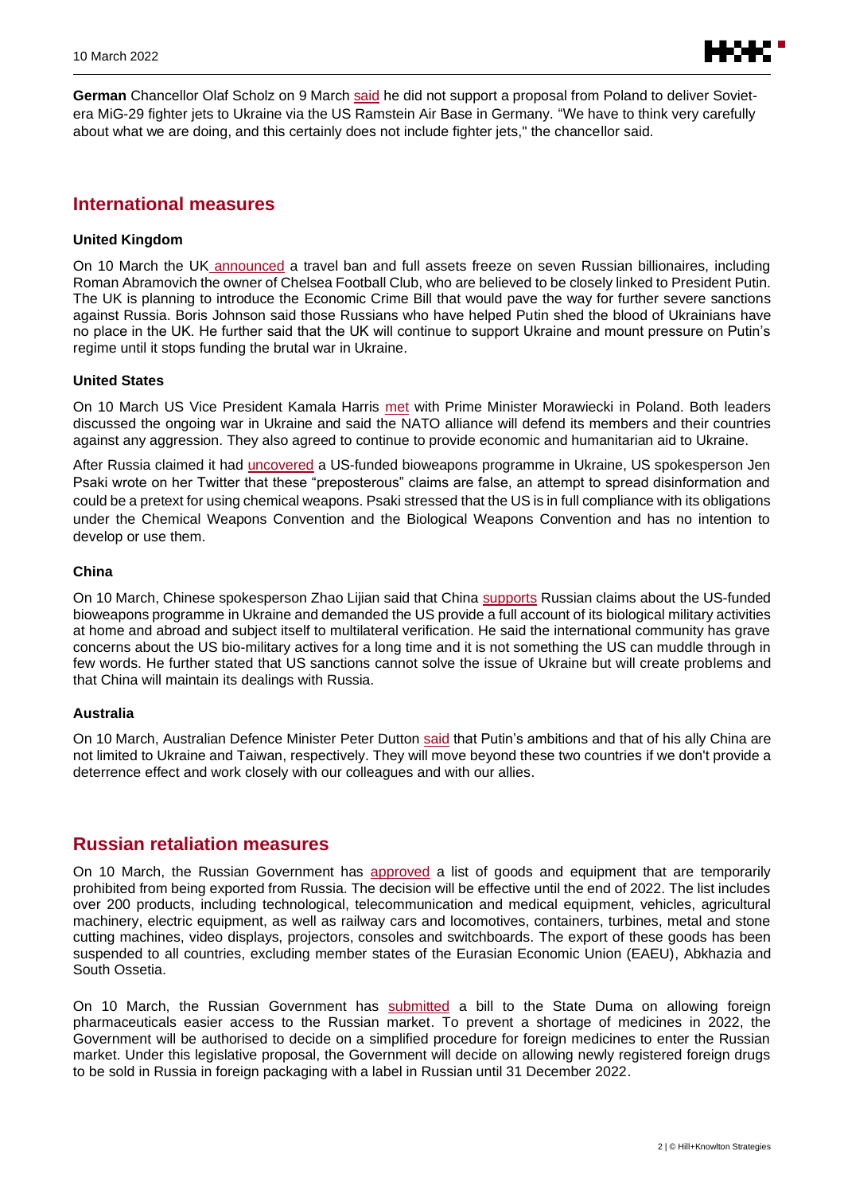**German** Chancellor Olaf Scholz on 9 March said he did not support a proposal from Poland to deliver Soviet-era MiG-29 fighter jets to Ukraine via the US Ramstein Air Base in Germany. "We have to think very carefully about what we are doing, and this certainly does not include fighter jets," the chancellor said.

## International measures

### United Kingdom

On 10 March the UK announced a travel ban and full assets freeze on seven Russian billionaires, including Roman Abramovich the owner of Chelsea Football Club, who are believed to be closely linked to President Putin. The UK is planning to introduce the Economic Crime Bill that would pave the way for further severe sanctions against Russia. Boris Johnson said those Russians who have helped Putin shed the blood of Ukrainians have no place in the UK. He further said that the UK will continue to support Ukraine and mount pressure on Putin's regime until it stops funding the brutal war in Ukraine.

### United States

On 10 March US Vice President Kamala Harris met with Prime Minister Morawiecki in Poland. Both leaders discussed the ongoing war in Ukraine and said the NATO alliance will defend its members and their countries against any aggression. They also agreed to continue to provide economic and humanitarian aid to Ukraine.

After Russia claimed it had uncovered a US-funded bioweapons programme in Ukraine, US spokesperson Jen Psaki wrote on her Twitter that these "preposterous" claims are false, an attempt to spread disinformation and could be a pretext for using chemical weapons. Psaki stressed that the US is in full compliance with its obligations under the Chemical Weapons Convention and the Biological Weapons Convention and has no intention to develop or use them.

### China

On 10 March, Chinese spokesperson Zhao Lijian said that China supports Russian claims about the US-funded bioweapons programme in Ukraine and demanded the US provide a full account of its biological military activities at home and abroad and subject itself to multilateral verification. He said the international community has grave concerns about the US bio-military actives for a long time and it is not something the US can muddle through in few words. He further stated that US sanctions cannot solve the issue of Ukraine but will create problems and that China will maintain its dealings with Russia.

### Australia

On 10 March, Australian Defence Minister Peter Dutton said that Putin's ambitions and that of his ally China are not limited to Ukraine and Taiwan, respectively. They will move beyond these two countries if we don't provide a deterrence effect and work closely with our colleagues and with our allies.

## Russian retaliation measures

On 10 March, the Russian Government has approved a list of goods and equipment that are temporarily prohibited from being exported from Russia. The decision will be effective until the end of 2022. The list includes over 200 products, including technological, telecommunication and medical equipment, vehicles, agricultural machinery, electric equipment, as well as railway cars and locomotives, containers, turbines, metal and stone cutting machines, video displays, projectors, consoles and switchboards. The export of these goods has been suspended to all countries, excluding member states of the Eurasian Economic Union (EAEU), Abkhazia and South Ossetia.

On 10 March, the Russian Government has submitted a bill to the State Duma on allowing foreign pharmaceuticals easier access to the Russian market. To prevent a shortage of medicines in 2022, the Government will be authorised to decide on a simplified procedure for foreign medicines to enter the Russian market. Under this legislative proposal, the Government will decide on allowing newly registered foreign drugs to be sold in Russia in foreign packaging with a label in Russian until 31 December 2022.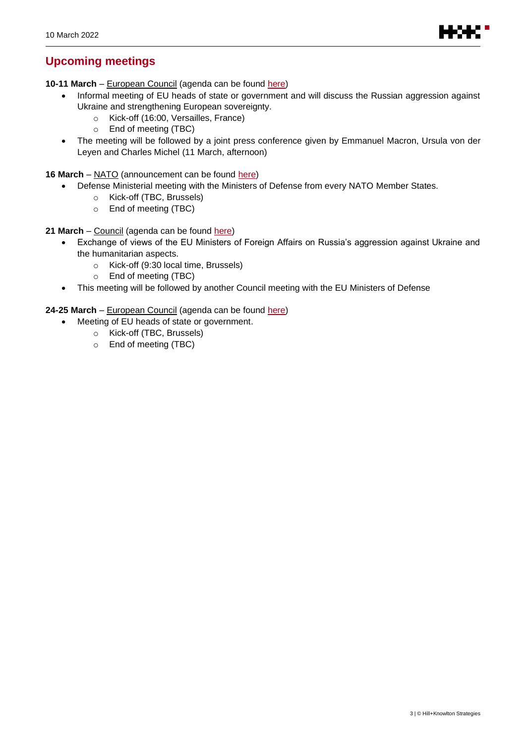## Upcoming meetings

**10-11 March** – European Council (agenda can be found here)

- Informal meeting of EU heads of state or government and will discuss the Russian aggression against Ukraine and strengthening European sovereignty.
  - Kick-off (16:00, Versailles, France)
  - End of meeting (TBC)
- The meeting will be followed by a joint press conference given by Emmanuel Macron, Ursula von der Leyen and Charles Michel (11 March, afternoon)

**16 March** – NATO (announcement can be found here)

- Defense Ministerial meeting with the Ministers of Defense from every NATO Member States.
  - Kick-off (TBC, Brussels)
  - End of meeting (TBC)

**21 March** – Council (agenda can be found here)

- Exchange of views of the EU Ministers of Foreign Affairs on Russia's aggression against Ukraine and the humanitarian aspects.
  - Kick-off (9:30 local time, Brussels)
  - End of meeting (TBC)
- This meeting will be followed by another Council meeting with the EU Ministers of Defense

**24-25 March** – European Council (agenda can be found here)

- Meeting of EU heads of state or government.
  - Kick-off (TBC, Brussels)
  - End of meeting (TBC)